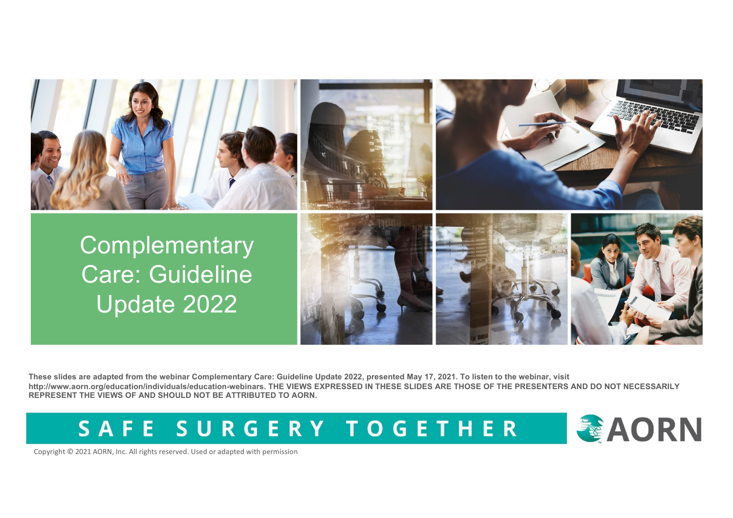# Complementary Care: Guideline Update 2022

**These slides are adapted from the webinar Complementary Care: Guideline Update 2022, presented May 17, 2021. To listen to the webinar, visit http://www.aorn.org/education/individuals/education-webinars. THE VIEWS EXPRESSED IN THESE SLIDES ARE THOSE OF THE PRESENTERS AND DO NOT NECESSARILY REPRESENT THE VIEWS OF AND SHOULD NOT BE ATTRIBUTED TO AORN.**

SAFE SURGERY TOGETHER

AORN

Copyright © 2021 AORN, Inc. All rights reserved. Used or adapted with permission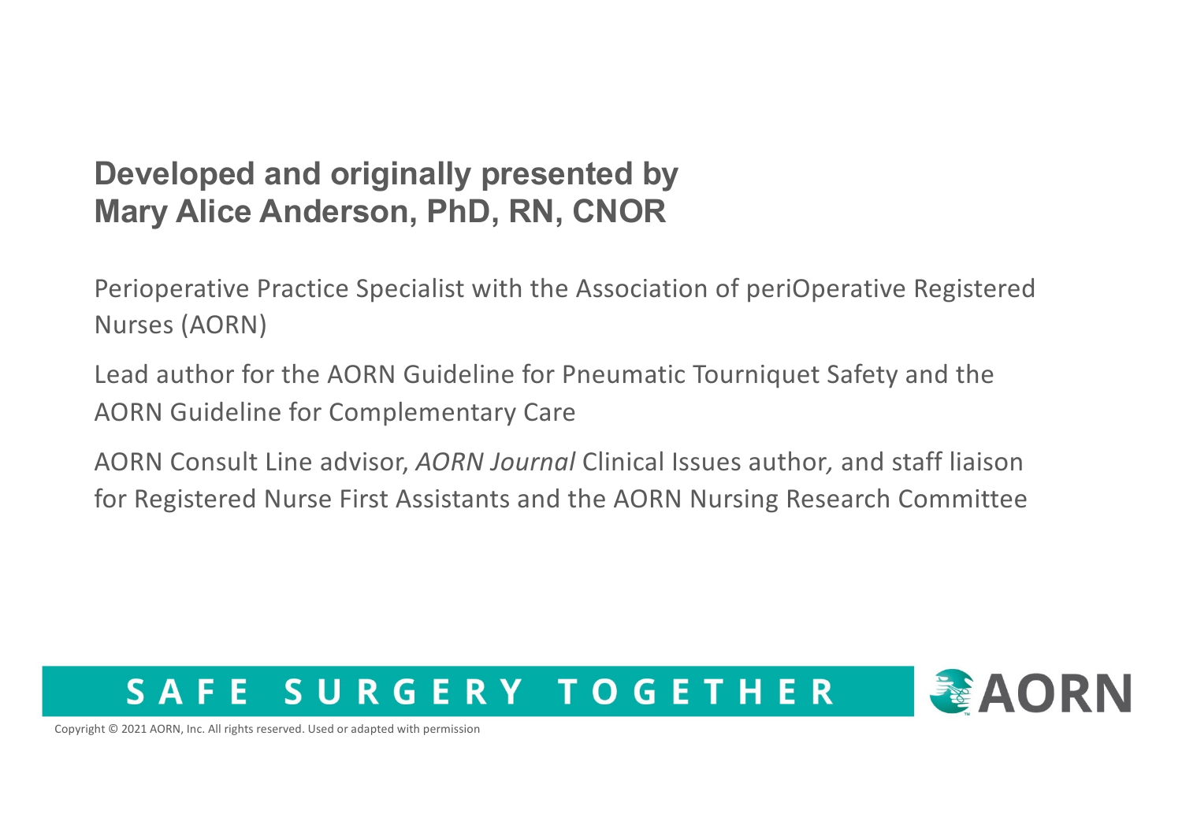**Developed and originally presented by**
**Mary Alice Anderson, PhD, RN, CNOR**

Perioperative Practice Specialist with the Association of periOperative Registered Nurses (AORN)

Lead author for the AORN Guideline for Pneumatic Tourniquet Safety and the AORN Guideline for Complementary Care

AORN Consult Line advisor, *AORN Journal* Clinical Issues author*,* and staff liaison for Registered Nurse First Assistants and the AORN Nursing Research Committee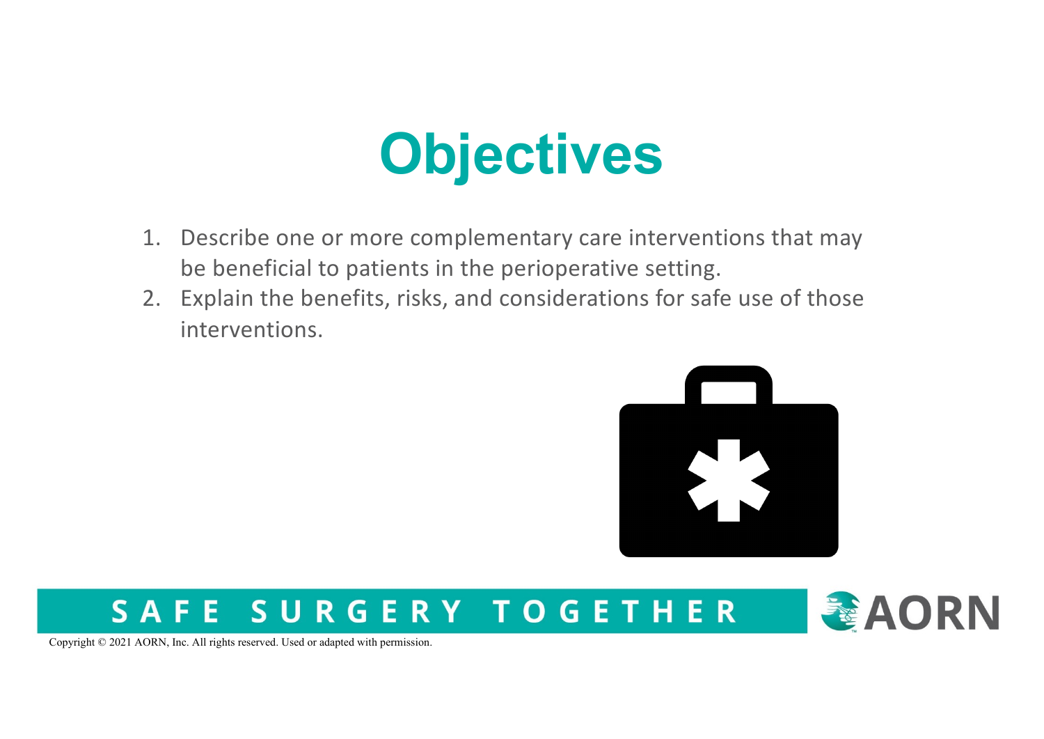# Objectives

1. Describe one or more complementary care interventions that may be beneficial to patients in the perioperative setting.
2. Explain the benefits, risks, and considerations for safe use of those interventions.

SAFE SURGERY TOGETHER

Copyright © 2021 AORN, Inc. All rights reserved. Used or adapted with permission.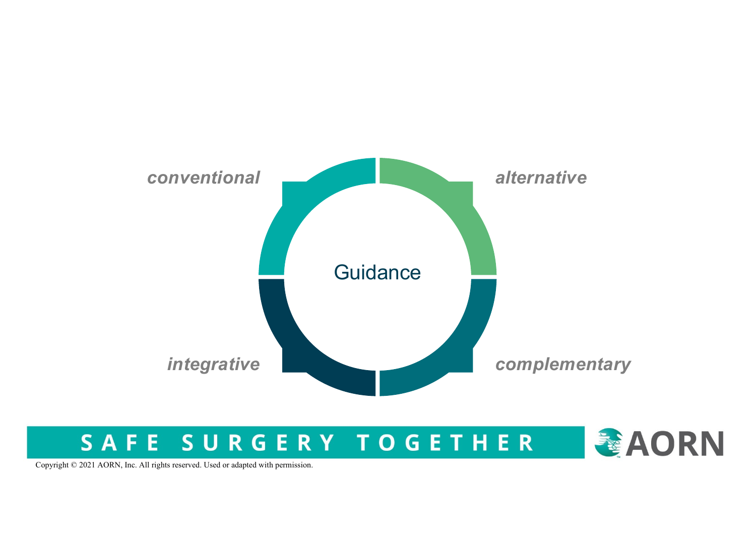*conventional*

*alternative*

Guidance

*integrative*

*complementary*

SAFE SURGERY TOGETHER

AORN

Copyright © 2021 AORN, Inc. All rights reserved. Used or adapted with permission.